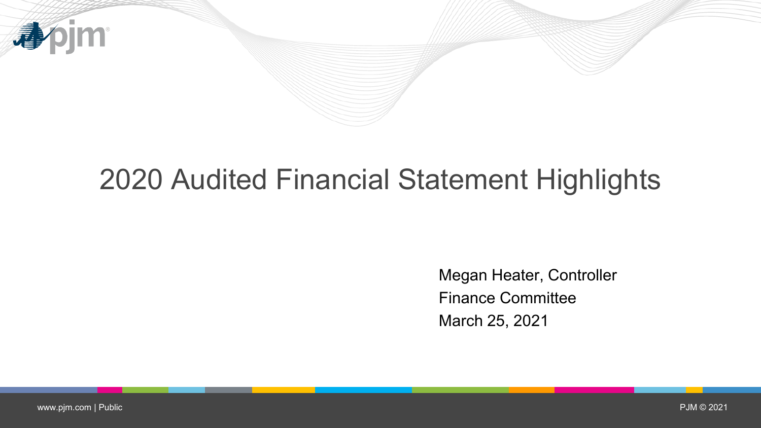# 2020 Audited Financial Statement Highlights

Megan Heater, Controller
Finance Committee
March 25, 2021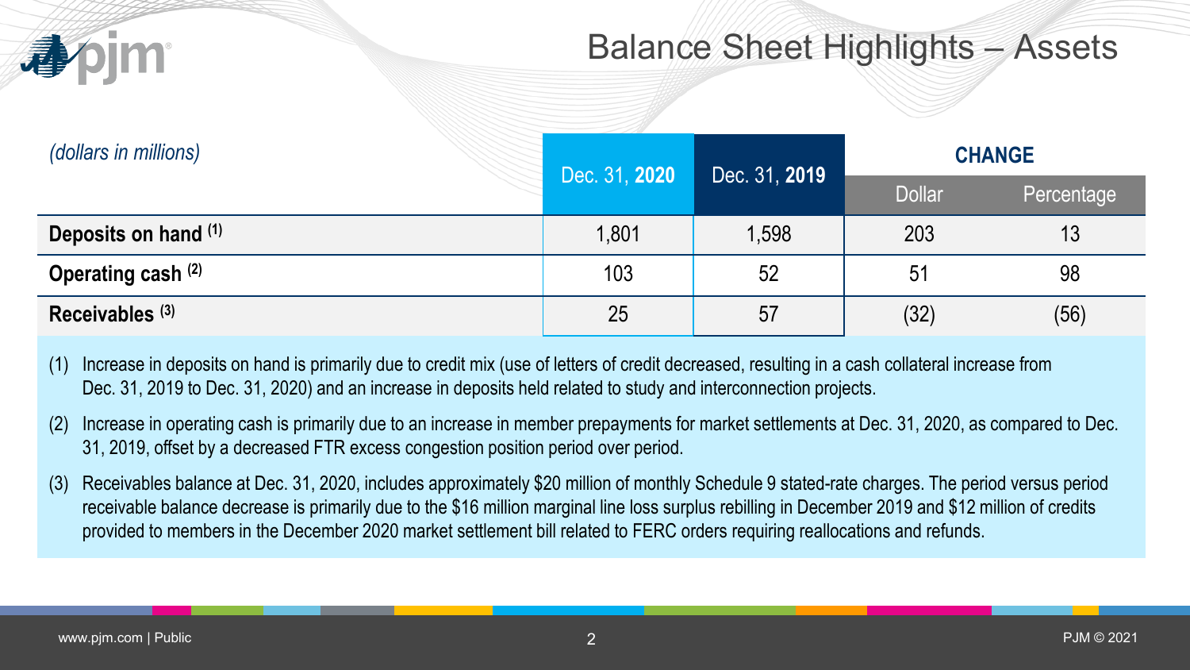# Balance Sheet Highlights – Assets

| *(dollars in millions)* | Dec. 31, **2020** | Dec. 31, **2019** | CHANGE | |
|---|---|---|---|---|
| | | | Dollar | Percentage |
| **Deposits on hand [(1)]** | 1,801 | 1,598 | 203 | 13 |
| **Operating cash [(2)]** | 103 | 52 | 51 | 98 |
| **Receivables [(3)]** | 25 | 57 | (32) | (56) |

(1) Increase in deposits on hand is primarily due to credit mix (use of letters of credit decreased, resulting in a cash collateral increase from Dec. 31, 2019 to Dec. 31, 2020) and an increase in deposits held related to study and interconnection projects.

(2) Increase in operating cash is primarily due to an increase in member prepayments for market settlements at Dec. 31, 2020, as compared to Dec. 31, 2019, offset by a decreased FTR excess congestion position period over period.

(3) Receivables balance at Dec. 31, 2020, includes approximately $20 million of monthly Schedule 9 stated-rate charges. The period versus period receivable balance decrease is primarily due to the $16 million marginal line loss surplus rebilling in December 2019 and $12 million of credits provided to members in the December 2020 market settlement bill related to FERC orders requiring reallocations and refunds.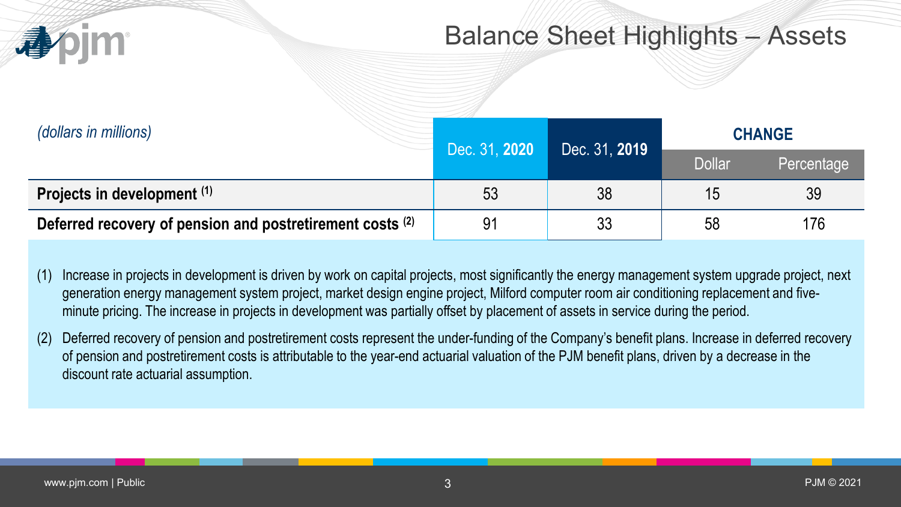# Balance Sheet Highlights – Assets

| *(dollars in millions)* | Dec. 31, **2020** | Dec. 31, **2019** | CHANGE | |
|---|---|---|---|---|
| | | | Dollar | Percentage |
| **Projects in development [(1)]** | 53 | 38 | 15 | 39 |
| **Deferred recovery of pension and postretirement costs [(2)]** | 91 | 33 | 58 | 176 |

(1) Increase in projects in development is driven by work on capital projects, most significantly the energy management system upgrade project, next generation energy management system project, market design engine project, Milford computer room air conditioning replacement and five-minute pricing. The increase in projects in development was partially offset by placement of assets in service during the period.

(2) Deferred recovery of pension and postretirement costs represent the under-funding of the Company's benefit plans. Increase in deferred recovery of pension and postretirement costs is attributable to the year-end actuarial valuation of the PJM benefit plans, driven by a decrease in the discount rate actuarial assumption.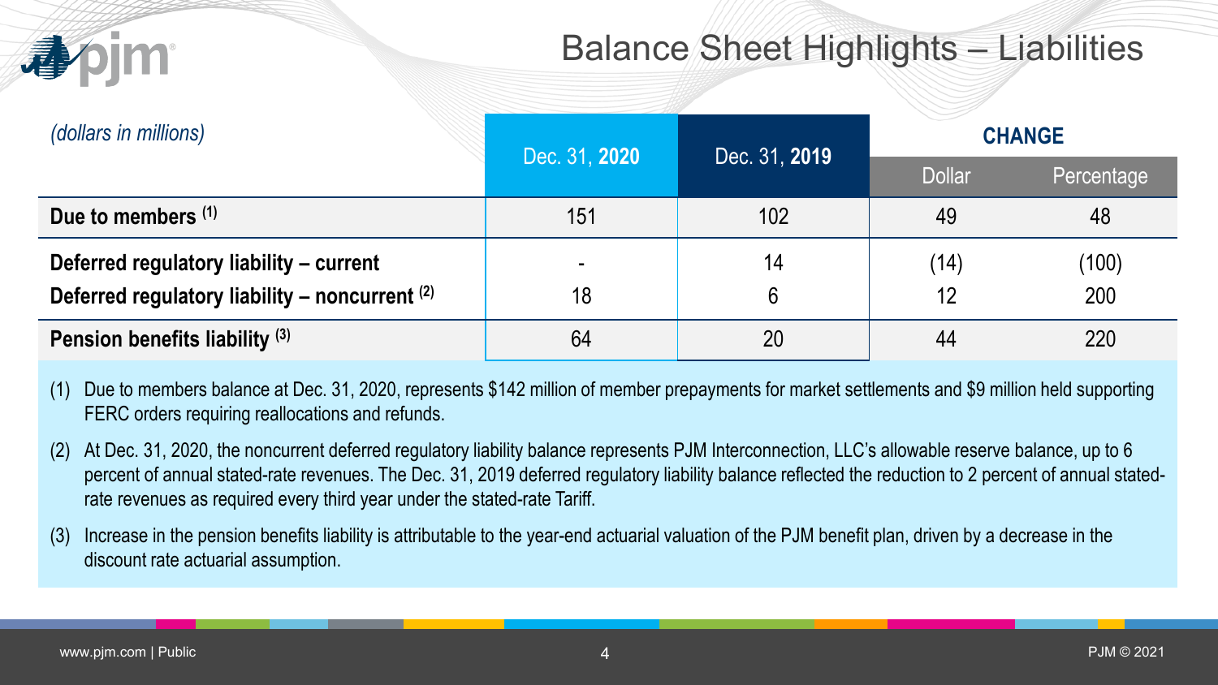# Balance Sheet Highlights – Liabilities

| *(dollars in millions)* | Dec. 31, **2020** | Dec. 31, **2019** | **CHANGE** | |
|---|---|---|---|---|
| | | | Dollar | Percentage |
| **Due to members** [(1)] | 151 | 102 | 49 | 48 |
| **Deferred regulatory liability – current** | - | 14 | (14) | (100) |
| **Deferred regulatory liability – noncurrent** [(2)] | 18 | 6 | 12 | 200 |
| **Pension benefits liability** [(3)] | 64 | 20 | 44 | 220 |

(1) Due to members balance at Dec. 31, 2020, represents $142 million of member prepayments for market settlements and $9 million held supporting FERC orders requiring reallocations and refunds.

(2) At Dec. 31, 2020, the noncurrent deferred regulatory liability balance represents PJM Interconnection, LLC's allowable reserve balance, up to 6 percent of annual stated-rate revenues. The Dec. 31, 2019 deferred regulatory liability balance reflected the reduction to 2 percent of annual stated-rate revenues as required every third year under the stated-rate Tariff.

(3) Increase in the pension benefits liability is attributable to the year-end actuarial valuation of the PJM benefit plan, driven by a decrease in the discount rate actuarial assumption.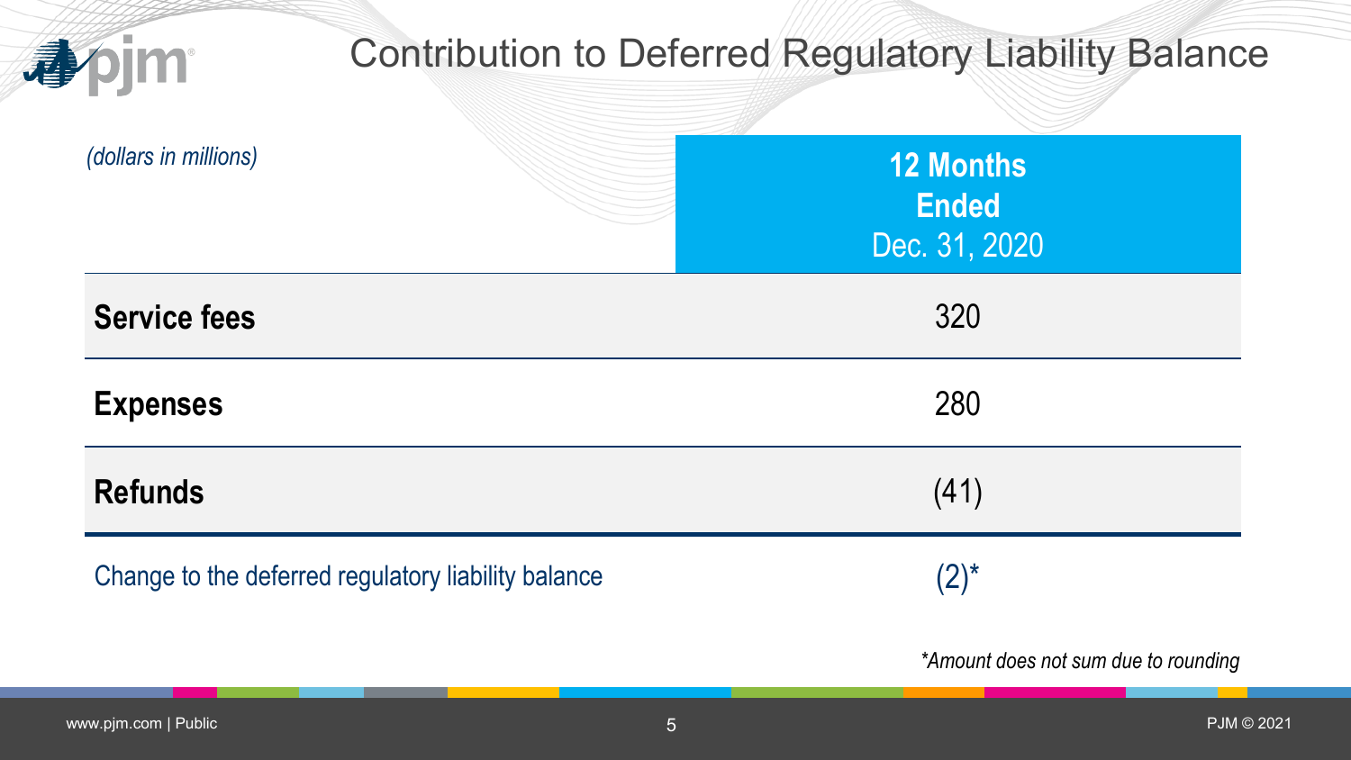# Contribution to Deferred Regulatory Liability Balance

| *(dollars in millions)* | **12 Months Ended** Dec. 31, 2020 |
|---|---|
| **Service fees** | 320 |
| **Expenses** | 280 |
| **Refunds** | (41) |
| Change to the deferred regulatory liability balance | (2)* |

*\*Amount does not sum due to rounding*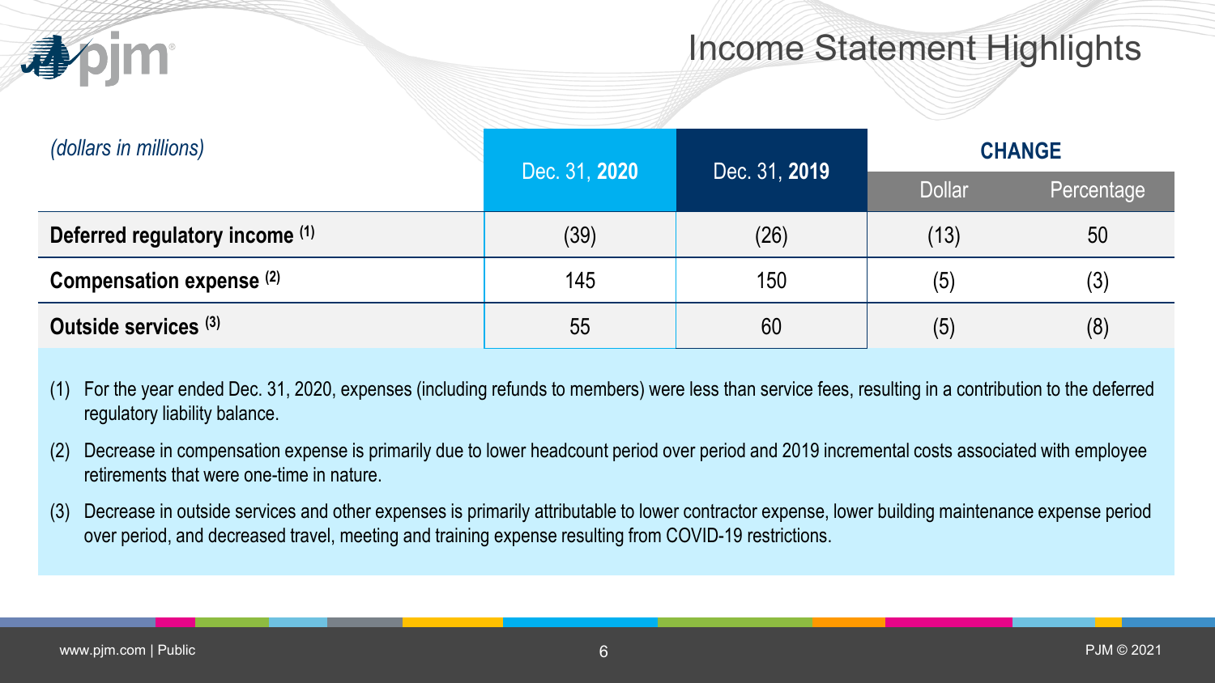# Income Statement Highlights

| *(dollars in millions)* | Dec. 31, **2020** | Dec. 31, **2019** | CHANGE | |
|---|---|---|---|---|
| | | | Dollar | Percentage |
| **Deferred regulatory income** [(1)] | (39) | (26) | (13) | 50 |
| **Compensation expense** [(2)] | 145 | 150 | (5) | (3) |
| **Outside services** [(3)] | 55 | 60 | (5) | (8) |

(1) For the year ended Dec. 31, 2020, expenses (including refunds to members) were less than service fees, resulting in a contribution to the deferred regulatory liability balance.

(2) Decrease in compensation expense is primarily due to lower headcount period over period and 2019 incremental costs associated with employee retirements that were one-time in nature.

(3) Decrease in outside services and other expenses is primarily attributable to lower contractor expense, lower building maintenance expense period over period, and decreased travel, meeting and training expense resulting from COVID-19 restrictions.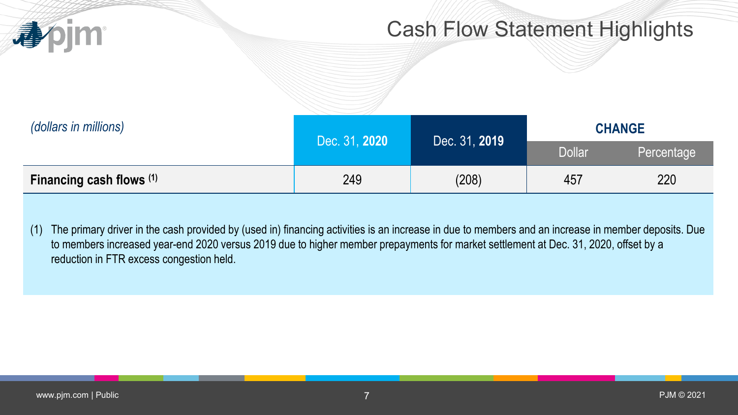# Cash Flow Statement Highlights

| *(dollars in millions)* | Dec. 31, **2020** | Dec. 31, **2019** | **CHANGE** | |
|---|---|---|---|---|
| | | | Dollar | Percentage |
| **Financing cash flows** [(1)] | 249 | (208) | 457 | 220 |

(1) The primary driver in the cash provided by (used in) financing activities is an increase in due to members and an increase in member deposits. Due to members increased year-end 2020 versus 2019 due to higher member prepayments for market settlement at Dec. 31, 2020, offset by a reduction in FTR excess congestion held.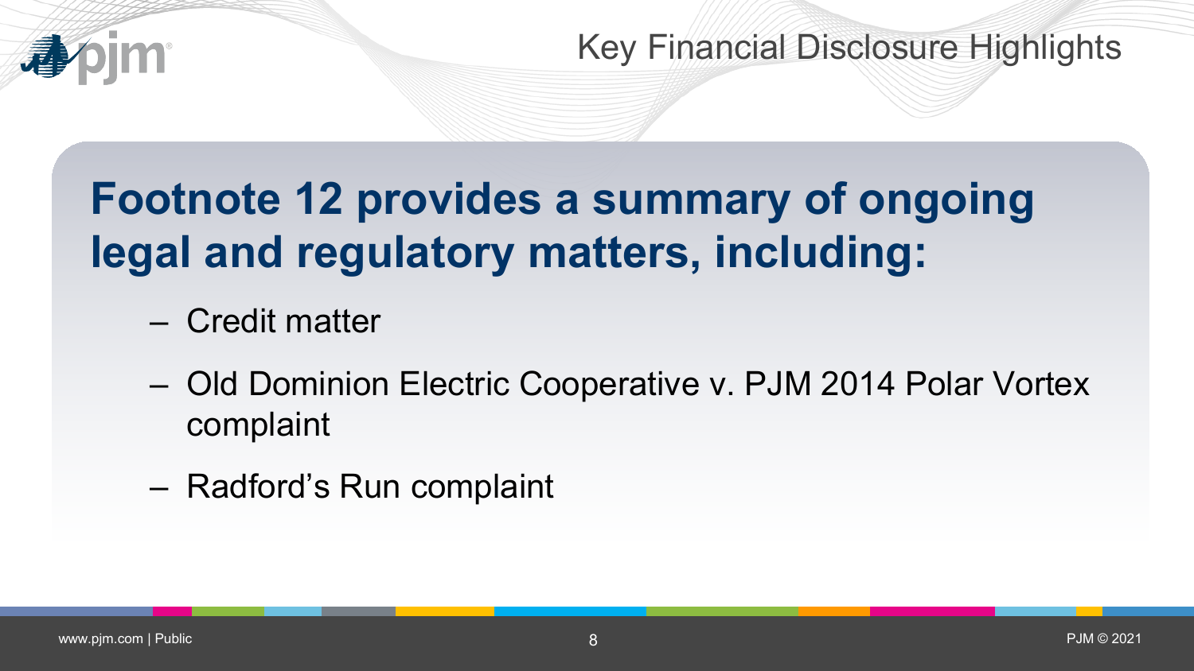# Key Financial Disclosure Highlights

## Footnote 12 provides a summary of ongoing legal and regulatory matters, including:

- Credit matter
- Old Dominion Electric Cooperative v. PJM 2014 Polar Vortex complaint
- Radford's Run complaint